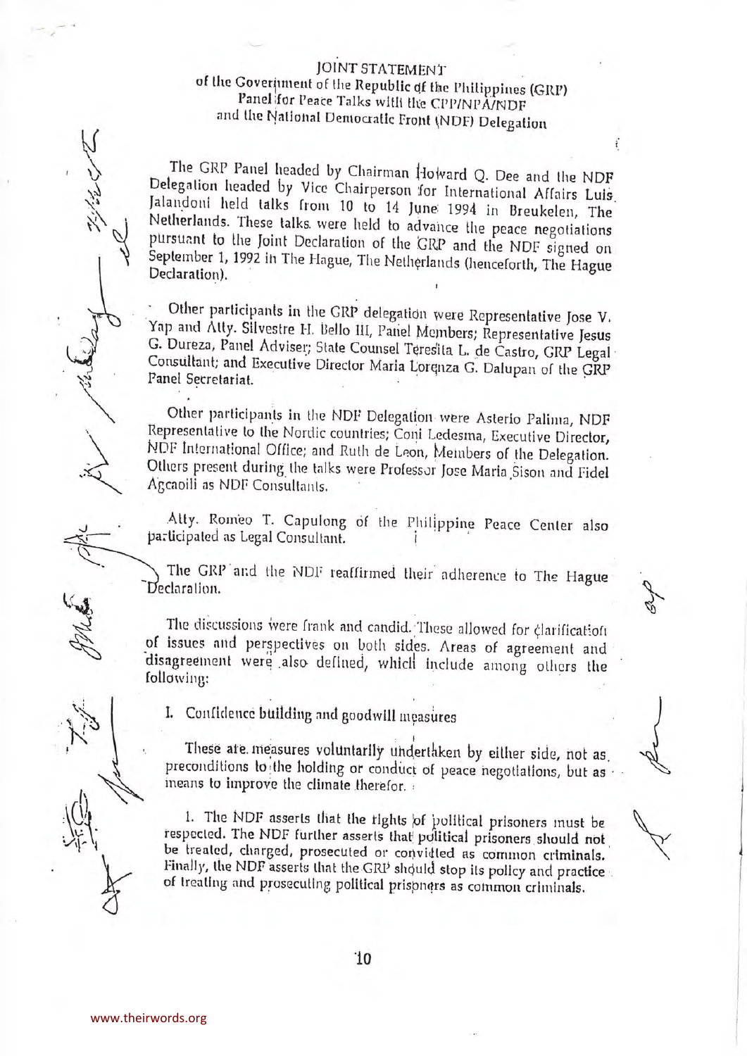# JOINT STATEMENT

## of the Government of the Republic of the Philippines (GRP) Panel for Peace Talks with the CPP/NPA/NDF and the National Democratic Front (NDF) Delegation

The GRP Panel headed by Chairman Howard Q. Dee and the NDF Delegation headed by Vice Chairperson for International Affairs Luis Jalandoni held talks from 10 to 14 June 1994 in Breukelen, The Netherlands. These talks were held to advance the peace negotiations pursuant to the Joint Declaration of the GRP and the NDF signed on September 1, 1992 in The Hague, The Netherlands (henceforth, The Hague Declaration).

Other participants in the GRP delegation were Representative Jose V. Yap and Atty. Silvestre H. Bello III, Panel Members; Representative Jesus G. Dureza, Panel Adviser; State Counsel Teresita L. de Castro, GRP Legal Consultant; and Executive Director Maria Lorenza G. Dalupan of the GRP Panel Secretariat.

Other participants in the NDF Delegation were Asterio Palima, NDF Representative to the Nordic countries; Coni Ledesma, Executive Director, NDF International Office; and Ruth de Leon, Members of the Delegation. Others present during the talks were Professor Jose Maria Sison and Fidel Agcaoili as NDF Consultants.

Atty. Romeo T. Capulong of the Philippine Peace Center also participated as Legal Consultant.

The GRP and the NDF reaffirmed their adherence to The Hague Declaration.

The discussions were frank and candid. These allowed for clarification of issues and perspectives on both sides. Areas of agreement and disagreement were also defined, which include among others the following:

I. Confidence building and goodwill measures

These are measures voluntarily undertaken by either side, not as preconditions to the holding or conduct of peace negotiations, but as means to improve the climate therefor.

1. The NDF asserts that the rights of political prisoners must be respected. The NDF further asserts that political prisoners should not be treated, charged, prosecuted or convicted as common criminals. Finally, the NDF asserts that the GRP should stop its policy and practice of treating and prosecuting political prisoners as common criminals.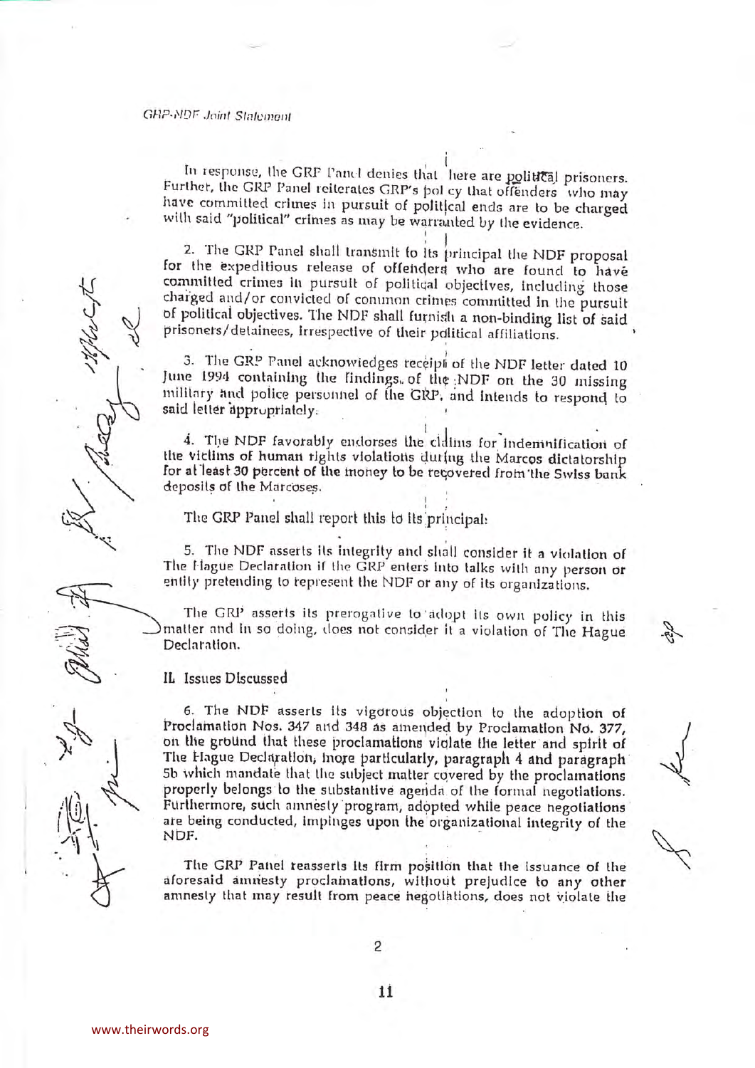In response, the GRP Panel denies that there are political prisoners. Further, the GRP Panel reiterates GRP's policy that offenders who may have committed crimes in pursuit of political ends are to be charged with said "political" crimes as may be warranted by the evidence.

2. The GRP Panel shall transmit to its principal the NDF proposal for the expeditious release of offenders who are found to have committed crimes in pursuit of political objectives, including those charged and/or convicted of common crimes committed in the pursuit of political objectives. The NDF shall furnish a non-binding list of said prisoners/detainees, irrespective of their political affiliations.

3. The GRP Panel acknowledges receipt of the NDF letter dated 10 June 1994 containing the findings of the NDF on the 30 missing military and police personnel of the GRP, and intends to respond to said letter appropriately.

4. The NDF favorably endorses the claims for indemnification of the victims of human rights violations during the Marcos dictatorship for at least 30 percent of the money to be recovered from the Swiss bank deposits of the Marcoses.

The GRP Panel shall report this to its principal.

5. The NDF asserts its integrity and shall consider it a violation of The Hague Declaration if the GRP enters into talks with any person or entity pretending to represent the NDF or any of its organizations.

The GRP asserts its prerogative to adopt its own policy in this matter and in so doing, does not consider it a violation of The Hague Declaration.

## II. Issues Discussed

6. The NDF asserts its vigorous objection to the adoption of Proclamation Nos. 347 and 348 as amended by Proclamation No. 377, on the ground that these proclamations violate the letter and spirit of The Hague Declaration, more particularly, paragraph 4 and paragraph 5b which mandate that the subject matter covered by the proclamations properly belongs to the substantive agenda of the formal negotiations. Furthermore, such amnesty program, adopted while peace negotiations are being conducted, impinges upon the organizational integrity of the NDF.

The GRP Panel reasserts its firm position that the issuance of the aforesaid amnesty proclamations, without prejudice to any other amnesty that may result from peace negotiations, does not violate the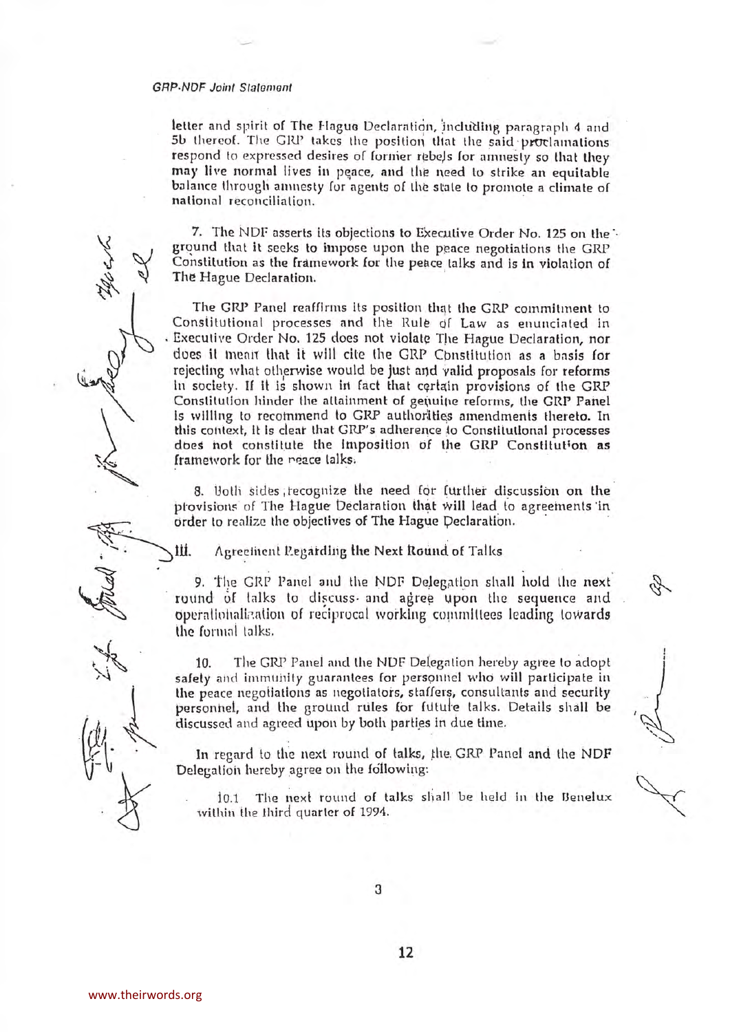letter and spirit of The Hague Declaration, including paragraph 4 and 5b thereof. The GRP takes the position that the said proclamations respond to expressed desires of former rebels for amnesty so that they may live normal lives in peace, and the need to strike an equitable balance through amnesty for agents of the state to promote a climate of national reconciliation.

7. The NDF asserts its objections to Executive Order No. 125 on the ground that it seeks to impose upon the peace negotiations the GRP Constitution as the framework for the peace talks and is in violation of The Hague Declaration.

The GRP Panel reaffirms its position that the GRP commitment to Constitutional processes and the Rule of Law as enunciated in Executive Order No. 125 does not violate The Hague Declaration, nor does it mean that it will cite the GRP Constitution as a basis for rejecting what otherwise would be just and valid proposals for reforms in society. If it is shown in fact that certain provisions of the GRP Constitution hinder the attainment of genuine reforms, the GRP Panel is willing to recommend to GRP authorities amendments thereto. In this context, it is clear that GRP's adherence to Constitutional processes does not constitute the imposition of the GRP Constitution as framework for the peace talks.

8. Both sides recognize the need for further discussion on the provisions of The Hague Declaration that will lead to agreements in order to realize the objectives of The Hague Declaration.

## III. Agreement Regarding the Next Round of Talks

9. The GRP Panel and the NDF Delegation shall hold the next round of talks to discuss and agree upon the sequence and operationalization of reciprocal working committees leading towards the formal talks.

10. The GRP Panel and the NDF Delegation hereby agree to adopt safety and immunity guarantees for personnel who will participate in the peace negotiations as negotiators, staffers, consultants and security personnel, and the ground rules for future talks. Details shall be discussed and agreed upon by both parties in due time.

In regard to the next round of talks, the GRP Panel and the NDF Delegation hereby agree on the following:

10.1 The next round of talks shall be held in the Benelux within the third quarter of 1994.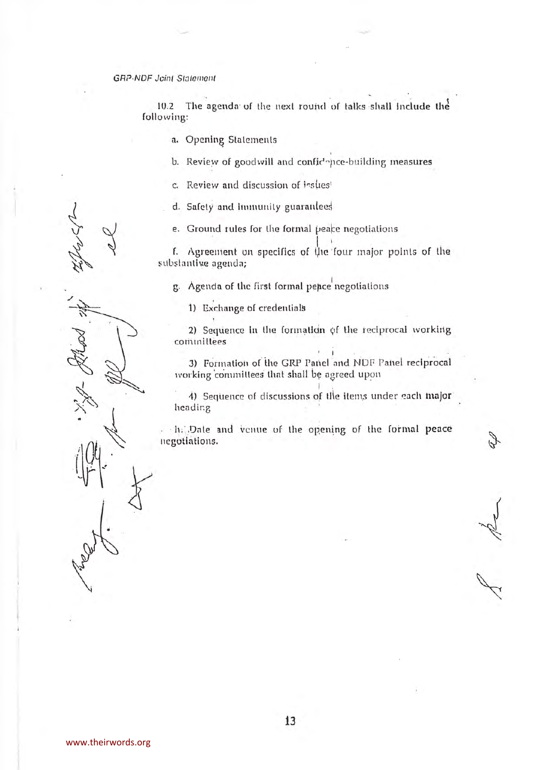10.2 The agenda of the next round of talks shall include the following:

a. Opening Statements

b. Review of goodwill and confidence-building measures

c. Review and discussion of issues

d. Safety and immunity guarantees

e. Ground rules for the formal peace negotiations

f. Agreement on specifics of the four major points of the substantive agenda;

g. Agenda of the first formal peace negotiations

1) Exchange of credentials

2) Sequence in the formation of the reciprocal working committees

3) Formation of the GRP Panel and NDF Panel reciprocal working committees that shall be agreed upon

4) Sequence of discussions of the items under each major heading

h. Date and venue of the opening of the formal peace negotiations.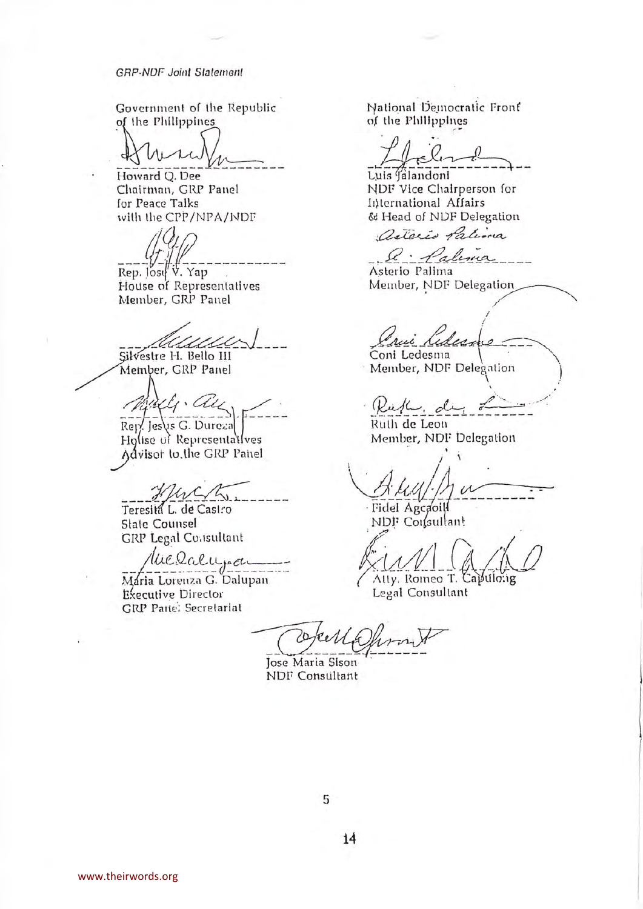Government of the Republic of the Philippines

Howard Q. Dee
Chairman, GRP Panel
for Peace Talks
with the CPP/NPA/NDF

Rep. Jose V. Yap
House of Representatives
Member, GRP Panel

Silvestre H. Bello III
Member, GRP Panel

Rep. Jesus G. Dureza
House of Representatives
Advisor to the GRP Panel

Teresita L. de Castro
State Counsel
GRP Legal Consultant

Maria Lorenza G. Dalupan
Executive Director
GRP Panel Secretariat

National Democratic Front of the Philippines

Luis Jalandoni
NDF Vice Chairperson for International Affairs
& Head of NDF Delegation

Asterio Palima
Member, NDF Delegation

Coni Ledesma
Member, NDF Delegation

Ruth de Leon
Member, NDF Delegation

Fidel Agcaoili
NDF Consultant

Atty. Romeo T. Capulong
Legal Consultant

Jose Maria Sison
NDF Consultant

www.theirwords.org